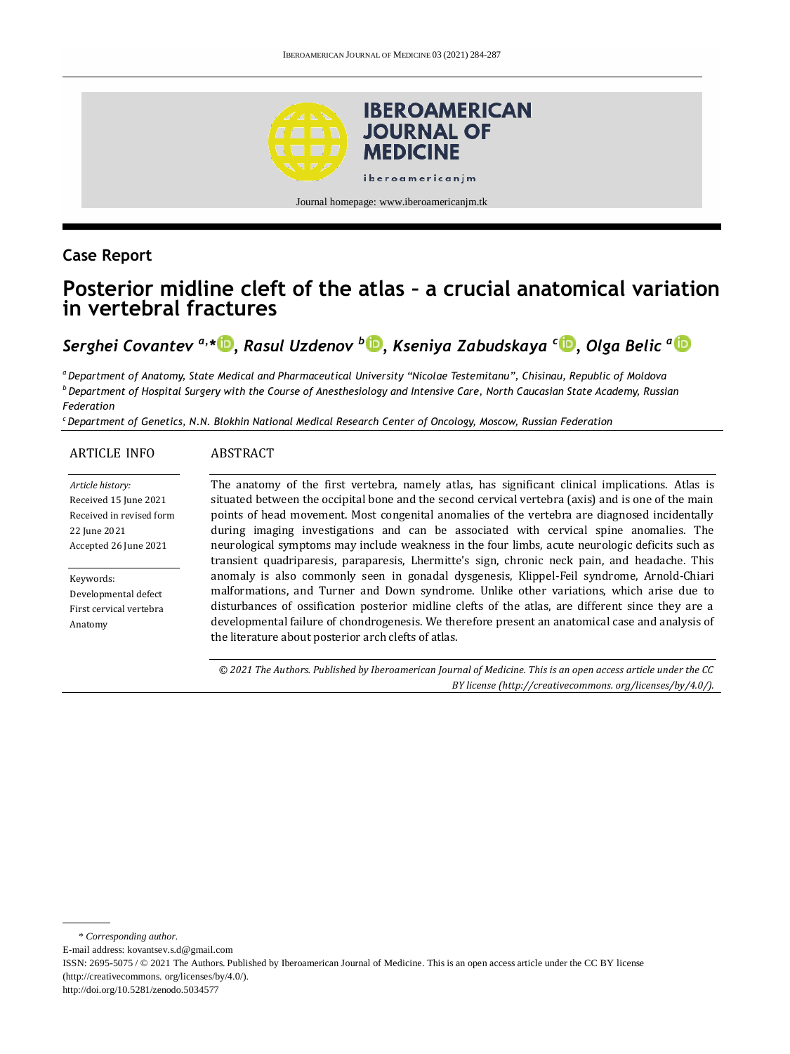Journal homepage: www.iberoamericanjm.tk

## Case Report

# Posterior midline cleft of the atlas – a crucial anatomical variation in vertebral fractures

***Serghei Covantev [a,*], Rasul Uzdenov [b], Kseniya Zabudskaya [c], Olga Belic [a]***

[a] *Department of Anatomy, State Medical and Pharmaceutical University "Nicolae Testemitanu", Chisinau, Republic of Moldova*

[b] *Department of Hospital Surgery with the Course of Anesthesiology and Intensive Care, North Caucasian State Academy, Russian Federation*

[c] *Department of Genetics, N.N. Blokhin National Medical Research Center of Oncology, Moscow, Russian Federation*

### ARTICLE INFO

*Article history:*
Received 15 June 2021
Received in revised form 22 June 2021
Accepted 26 June 2021

Keywords:
Developmental defect
First cervical vertebra
Anatomy

### ABSTRACT

The anatomy of the first vertebra, namely atlas, has significant clinical implications. Atlas is situated between the occipital bone and the second cervical vertebra (axis) and is one of the main points of head movement. Most congenital anomalies of the vertebra are diagnosed incidentally during imaging investigations and can be associated with cervical spine anomalies. The neurological symptoms may include weakness in the four limbs, acute neurologic deficits such as transient quadriparesis, paraparesis, Lhermitte's sign, chronic neck pain, and headache. This anomaly is also commonly seen in gonadal dysgenesis, Klippel-Feil syndrome, Arnold-Chiari malformations, and Turner and Down syndrome. Unlike other variations, which arise due to disturbances of ossification posterior midline clefts of the atlas, are different since they are a developmental failure of chondrogenesis. We therefore present an anatomical case and analysis of the literature about posterior arch clefts of atlas.

*© 2021 The Authors. Published by Iberoamerican Journal of Medicine. This is an open access article under the CC BY license (http://creativecommons. org/licenses/by/4.0/).*

\* *Corresponding author.*
E-mail address: kovantsev.s.d@gmail.com
ISSN: 2695-5075 / © 2021 The Authors. Published by Iberoamerican Journal of Medicine. This is an open access article under the CC BY license (http://creativecommons. org/licenses/by/4.0/).
http://doi.org/10.5281/zenodo.5034577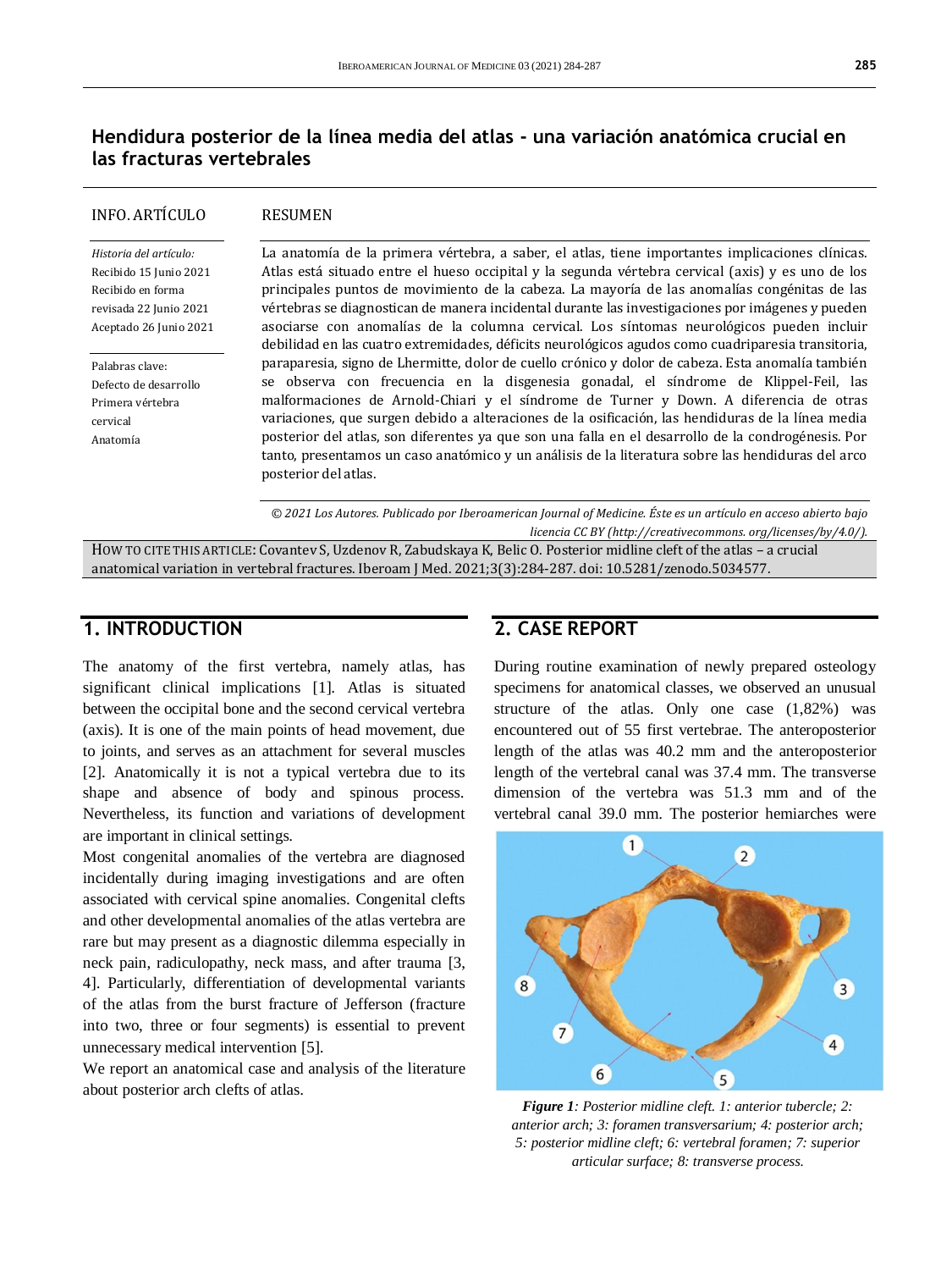# Hendidura posterior de la línea media del atlas - una variación anatómica crucial en las fracturas vertebrales

**INFO. ARTÍCULO**

*Historia del artículo:*
Recibido 15 Junio 2021
Recibido en forma revisada 22 Junio 2021
Aceptado 26 Junio 2021

Palabras clave:
Defecto de desarrollo
Primera vértebra cervical
Anatomía

**RESUMEN**

La anatomía de la primera vértebra, a saber, el atlas, tiene importantes implicaciones clínicas. Atlas está situado entre el hueso occipital y la segunda vértebra cervical (axis) y es uno de los principales puntos de movimiento de la cabeza. La mayoría de las anomalías congénitas de las vértebras se diagnostican de manera incidental durante las investigaciones por imágenes y pueden asociarse con anomalías de la columna cervical. Los síntomas neurológicos pueden incluir debilidad en las cuatro extremidades, déficits neurológicos agudos como cuadriparesia transitoria, paraparesia, signo de Lhermitte, dolor de cuello crónico y dolor de cabeza. Esta anomalía también se observa con frecuencia en la disgenesia gonadal, el síndrome de Klippel-Feil, las malformaciones de Arnold-Chiari y el síndrome de Turner y Down. A diferencia de otras variaciones, que surgen debido a alteraciones de la osificación, las hendiduras de la línea media posterior del atlas, son diferentes ya que son una falla en el desarrollo de la condrogénesis. Por tanto, presentamos un caso anatómico y un análisis de la literatura sobre las hendiduras del arco posterior del atlas.

*© 2021 Los Autores. Publicado por Iberoamerican Journal of Medicine. Éste es un artículo en acceso abierto bajo licencia CC BY (http://creativecommons.org/licenses/by/4.0/).*

HOW TO CITE THIS ARTICLE: Covantev S, Uzdenov R, Zabudskaya K, Belic O. Posterior midline cleft of the atlas – a crucial anatomical variation in vertebral fractures. Iberoam J Med. 2021;3(3):284-287. doi: 10.5281/zenodo.5034577.

## 1. INTRODUCTION

The anatomy of the first vertebra, namely atlas, has significant clinical implications [1]. Atlas is situated between the occipital bone and the second cervical vertebra (axis). It is one of the main points of head movement, due to joints, and serves as an attachment for several muscles [2]. Anatomically it is not a typical vertebra due to its shape and absence of body and spinous process. Nevertheless, its function and variations of development are important in clinical settings.

Most congenital anomalies of the vertebra are diagnosed incidentally during imaging investigations and are often associated with cervical spine anomalies. Congenital clefts and other developmental anomalies of the atlas vertebra are rare but may present as a diagnostic dilemma especially in neck pain, radiculopathy, neck mass, and after trauma [3, 4]. Particularly, differentiation of developmental variants of the atlas from the burst fracture of Jefferson (fracture into two, three or four segments) is essential to prevent unnecessary medical intervention [5].

We report an anatomical case and analysis of the literature about posterior arch clefts of atlas.

## 2. CASE REPORT

During routine examination of newly prepared osteology specimens for anatomical classes, we observed an unusual structure of the atlas. Only one case (1,82%) was encountered out of 55 first vertebrae. The anteroposterior length of the atlas was 40.2 mm and the anteroposterior length of the vertebral canal was 37.4 mm. The transverse dimension of the vertebra was 51.3 mm and of the vertebral canal 39.0 mm. The posterior hemiarches were

***Figure 1****: Posterior midline cleft. 1: anterior tubercle; 2: anterior arch; 3: foramen transversarium; 4: posterior arch; 5: posterior midline cleft; 6: vertebral foramen; 7: superior articular surface; 8: transverse process.*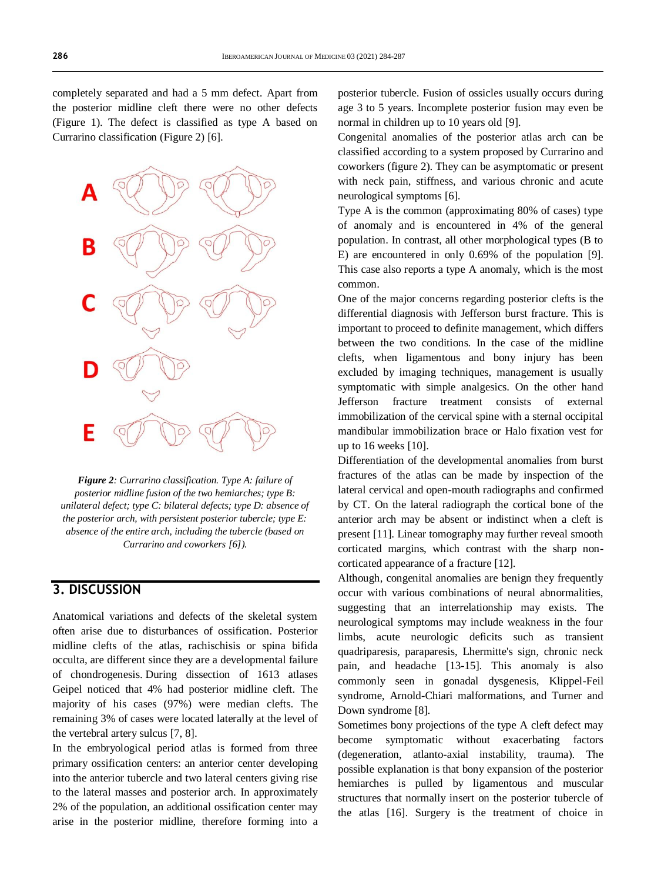completely separated and had a 5 mm defect. Apart from the posterior midline cleft there were no other defects (Figure 1). The defect is classified as type A based on Currarino classification (Figure 2) [6].

***Figure 2****: Currarino classification. Type A: failure of posterior midline fusion of the two hemiarches; type B: unilateral defect; type C: bilateral defects; type D: absence of the posterior arch, with persistent posterior tubercle; type E: absence of the entire arch, including the tubercle (based on Currarino and coworkers [6]).*

## 3. DISCUSSION

Anatomical variations and defects of the skeletal system often arise due to disturbances of ossification. Posterior midline clefts of the atlas, rachischisis or spina bifida occulta, are different since they are a developmental failure of chondrogenesis. During dissection of 1613 atlases Geipel noticed that 4% had posterior midline cleft. The majority of his cases (97%) were median clefts. The remaining 3% of cases were located laterally at the level of the vertebral artery sulcus [7, 8].

In the embryological period atlas is formed from three primary ossification centers: an anterior center developing into the anterior tubercle and two lateral centers giving rise to the lateral masses and posterior arch. In approximately 2% of the population, an additional ossification center may arise in the posterior midline, therefore forming into a posterior tubercle. Fusion of ossicles usually occurs during age 3 to 5 years. Incomplete posterior fusion may even be normal in children up to 10 years old [9].

Congenital anomalies of the posterior atlas arch can be classified according to a system proposed by Currarino and coworkers (figure 2). They can be asymptomatic or present with neck pain, stiffness, and various chronic and acute neurological symptoms [6].

Type A is the common (approximating 80% of cases) type of anomaly and is encountered in 4% of the general population. In contrast, all other morphological types (B to E) are encountered in only 0.69% of the population [9]. This case also reports a type A anomaly, which is the most common.

One of the major concerns regarding posterior clefts is the differential diagnosis with Jefferson burst fracture. This is important to proceed to definite management, which differs between the two conditions. In the case of the midline clefts, when ligamentous and bony injury has been excluded by imaging techniques, management is usually symptomatic with simple analgesics. On the other hand Jefferson fracture treatment consists of external immobilization of the cervical spine with a sternal occipital mandibular immobilization brace or Halo fixation vest for up to 16 weeks [10].

Differentiation of the developmental anomalies from burst fractures of the atlas can be made by inspection of the lateral cervical and open-mouth radiographs and confirmed by CT. On the lateral radiograph the cortical bone of the anterior arch may be absent or indistinct when a cleft is present [11]. Linear tomography may further reveal smooth corticated margins, which contrast with the sharp non-corticated appearance of a fracture [12].

Although, congenital anomalies are benign they frequently occur with various combinations of neural abnormalities, suggesting that an interrelationship may exists. The neurological symptoms may include weakness in the four limbs, acute neurologic deficits such as transient quadriparesis, paraparesis, Lhermitte's sign, chronic neck pain, and headache [13-15]. This anomaly is also commonly seen in gonadal dysgenesis, Klippel-Feil syndrome, Arnold-Chiari malformations, and Turner and Down syndrome [8].

Sometimes bony projections of the type A cleft defect may become symptomatic without exacerbating factors (degeneration, atlanto-axial instability, trauma). The possible explanation is that bony expansion of the posterior hemiarches is pulled by ligamentous and muscular structures that normally insert on the posterior tubercle of the atlas [16]. Surgery is the treatment of choice in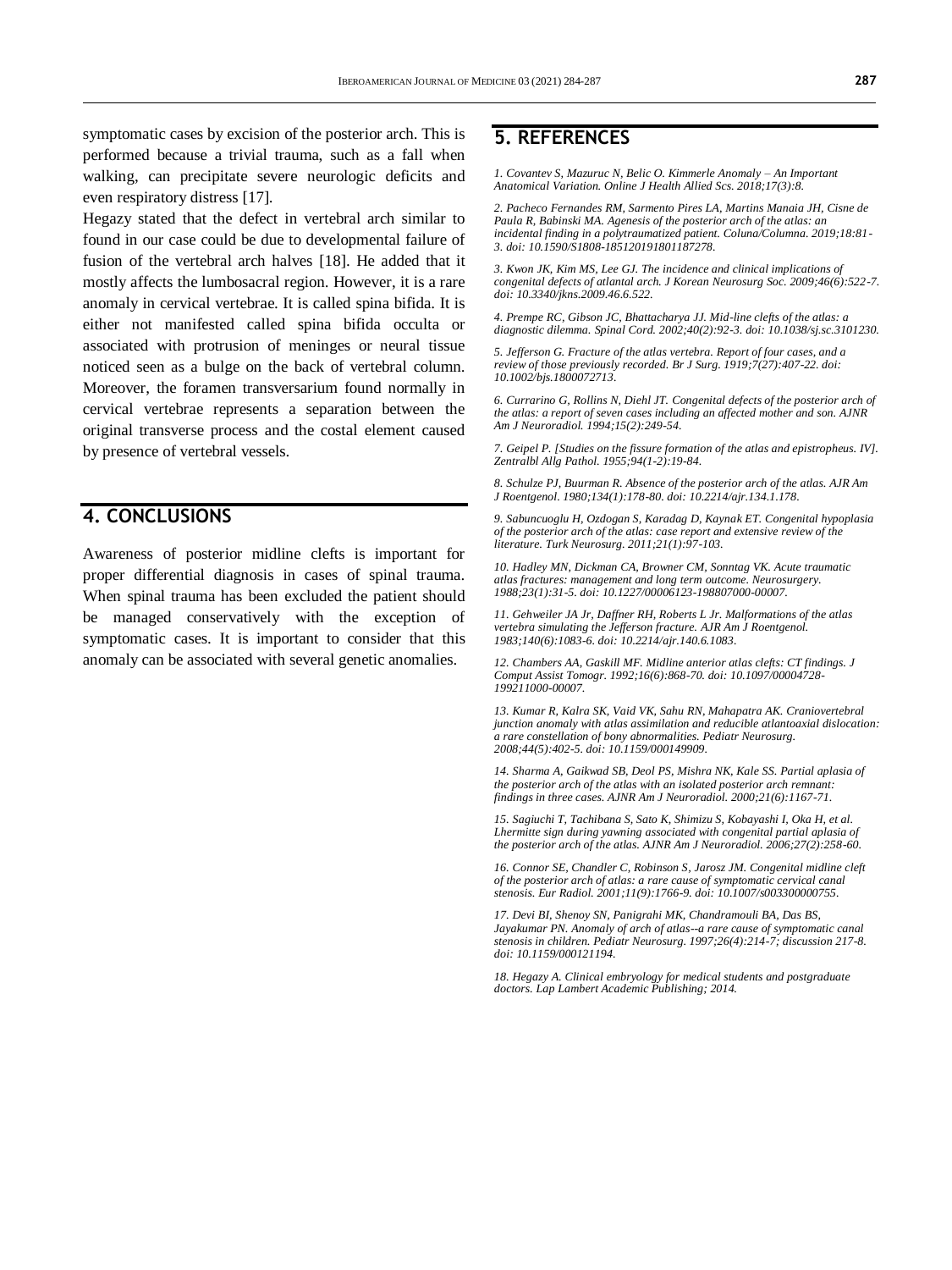symptomatic cases by excision of the posterior arch. This is performed because a trivial trauma, such as a fall when walking, can precipitate severe neurologic deficits and even respiratory distress [17].

Hegazy stated that the defect in vertebral arch similar to found in our case could be due to developmental failure of fusion of the vertebral arch halves [18]. He added that it mostly affects the lumbosacral region. However, it is a rare anomaly in cervical vertebrae. It is called spina bifida. It is either not manifested called spina bifida occulta or associated with protrusion of meninges or neural tissue noticed seen as a bulge on the back of vertebral column. Moreover, the foramen transversarium found normally in cervical vertebrae represents a separation between the original transverse process and the costal element caused by presence of vertebral vessels.

## 4. CONCLUSIONS

Awareness of posterior midline clefts is important for proper differential diagnosis in cases of spinal trauma. When spinal trauma has been excluded the patient should be managed conservatively with the exception of symptomatic cases. It is important to consider that this anomaly can be associated with several genetic anomalies.

## 5. REFERENCES

*1. Covantev S, Mazuruc N, Belic O. Kimmerle Anomaly – An Important Anatomical Variation. Online J Health Allied Scs. 2018;17(3):8.*

*2. Pacheco Fernandes RM, Sarmento Pires LA, Martins Manaia JH, Cisne de Paula R, Babinski MA. Agenesis of the posterior arch of the atlas: an incidental finding in a polytraumatized patient. Coluna/Columna. 2019;18:81-3. doi: 10.1590/S1808-185120191801187278.*

*3. Kwon JK, Kim MS, Lee GJ. The incidence and clinical implications of congenital defects of atlantal arch. J Korean Neurosurg Soc. 2009;46(6):522-7. doi: 10.3340/jkns.2009.46.6.522.*

*4. Prempe RC, Gibson JC, Bhattacharya JJ. Mid-line clefts of the atlas: a diagnostic dilemma. Spinal Cord. 2002;40(2):92-3. doi: 10.1038/sj.sc.3101230.*

*5. Jefferson G. Fracture of the atlas vertebra. Report of four cases, and a review of those previously recorded. Br J Surg. 1919;7(27):407-22. doi: 10.1002/bjs.1800072713.*

*6. Currarino G, Rollins N, Diehl JT. Congenital defects of the posterior arch of the atlas: a report of seven cases including an affected mother and son. AJNR Am J Neuroradiol. 1994;15(2):249-54.*

*7. Geipel P. [Studies on the fissure formation of the atlas and epistropheus. IV]. Zentralbl Allg Pathol. 1955;94(1-2):19-84.*

*8. Schulze PJ, Buurman R. Absence of the posterior arch of the atlas. AJR Am J Roentgenol. 1980;134(1):178-80. doi: 10.2214/ajr.134.1.178.*

*9. Sabuncuoglu H, Ozdogan S, Karadag D, Kaynak ET. Congenital hypoplasia of the posterior arch of the atlas: case report and extensive review of the literature. Turk Neurosurg. 2011;21(1):97-103.*

*10. Hadley MN, Dickman CA, Browner CM, Sonntag VK. Acute traumatic atlas fractures: management and long term outcome. Neurosurgery. 1988;23(1):31-5. doi: 10.1227/00006123-198807000-00007.*

*11. Gehweiler JA Jr, Daffner RH, Roberts L Jr. Malformations of the atlas vertebra simulating the Jefferson fracture. AJR Am J Roentgenol. 1983;140(6):1083-6. doi: 10.2214/ajr.140.6.1083.*

*12. Chambers AA, Gaskill MF. Midline anterior atlas clefts: CT findings. J Comput Assist Tomogr. 1992;16(6):868-70. doi: 10.1097/00004728-199211000-00007.*

*13. Kumar R, Kalra SK, Vaid VK, Sahu RN, Mahapatra AK. Craniovertebral junction anomaly with atlas assimilation and reducible atlantoaxial dislocation: a rare constellation of bony abnormalities. Pediatr Neurosurg. 2008;44(5):402-5. doi: 10.1159/000149909.*

*14. Sharma A, Gaikwad SB, Deol PS, Mishra NK, Kale SS. Partial aplasia of the posterior arch of the atlas with an isolated posterior arch remnant: findings in three cases. AJNR Am J Neuroradiol. 2000;21(6):1167-71.*

*15. Sagiuchi T, Tachibana S, Sato K, Shimizu S, Kobayashi I, Oka H, et al. Lhermitte sign during yawning associated with congenital partial aplasia of the posterior arch of the atlas. AJNR Am J Neuroradiol. 2006;27(2):258-60.*

*16. Connor SE, Chandler C, Robinson S, Jarosz JM. Congenital midline cleft of the posterior arch of atlas: a rare cause of symptomatic cervical canal stenosis. Eur Radiol. 2001;11(9):1766-9. doi: 10.1007/s003300000755.*

*17. Devi BI, Shenoy SN, Panigrahi MK, Chandramouli BA, Das BS, Jayakumar PN. Anomaly of arch of atlas--a rare cause of symptomatic canal stenosis in children. Pediatr Neurosurg. 1997;26(4):214-7; discussion 217-8. doi: 10.1159/000121194.*

*18. Hegazy A. Clinical embryology for medical students and postgraduate doctors. Lap Lambert Academic Publishing; 2014.*